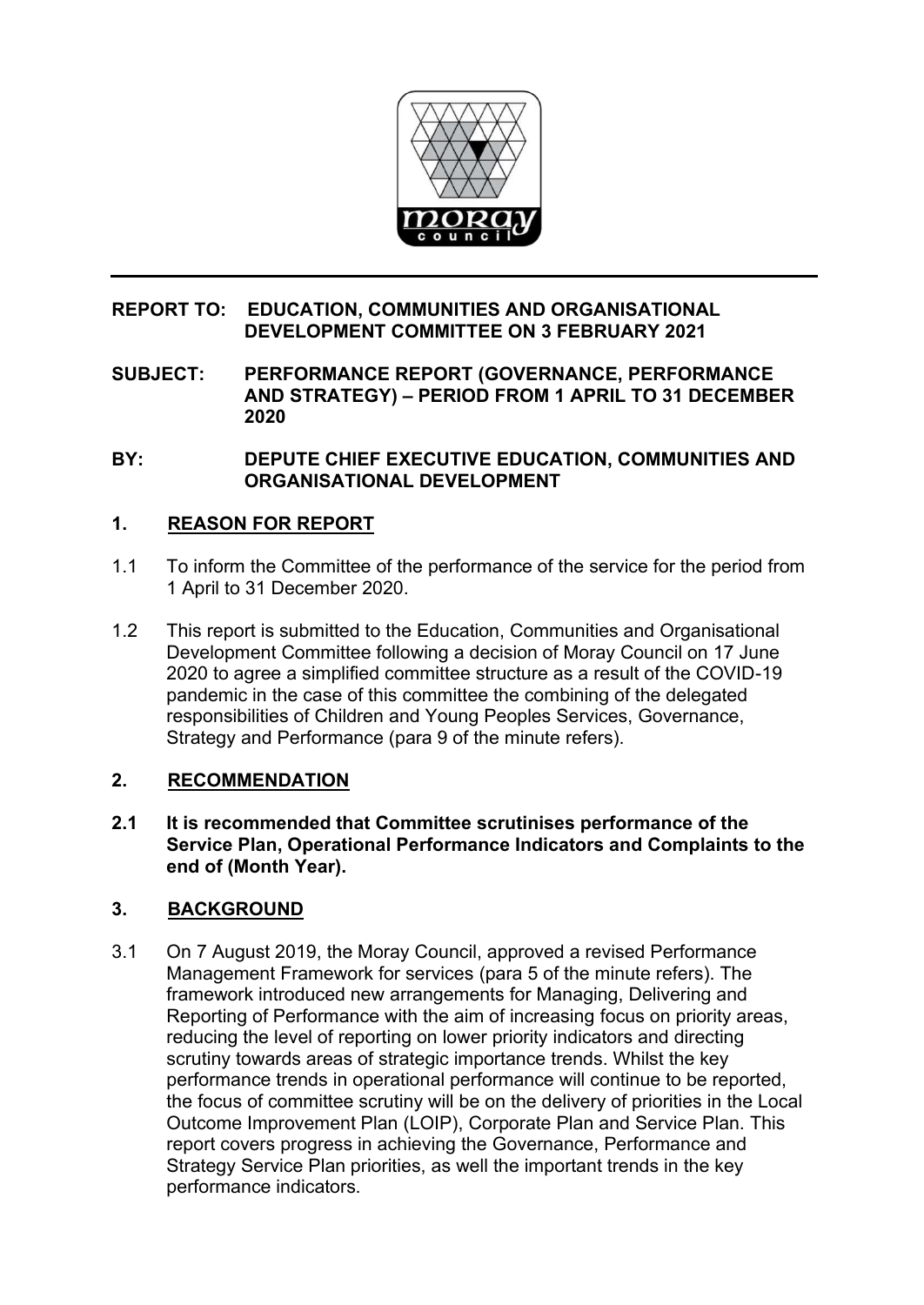**REPORT TO: EDUCATION, COMMUNITIES AND ORGANISATIONAL DEVELOPMENT COMMITTEE ON 3 FEBRUARY 2021**

**SUBJECT: PERFORMANCE REPORT (GOVERNANCE, PERFORMANCE AND STRATEGY) – PERIOD FROM 1 APRIL TO 31 DECEMBER 2020**

**BY: DEPUTE CHIEF EXECUTIVE EDUCATION, COMMUNITIES AND ORGANISATIONAL DEVELOPMENT**

## 1. REASON FOR REPORT

1.1 To inform the Committee of the performance of the service for the period from 1 April to 31 December 2020.

1.2 This report is submitted to the Education, Communities and Organisational Development Committee following a decision of Moray Council on 17 June 2020 to agree a simplified committee structure as a result of the COVID-19 pandemic in the case of this committee the combining of the delegated responsibilities of Children and Young Peoples Services, Governance, Strategy and Performance (para 9 of the minute refers).

## 2. RECOMMENDATION

**2.1 It is recommended that Committee scrutinises performance of the Service Plan, Operational Performance Indicators and Complaints to the end of (Month Year).**

## 3. BACKGROUND

3.1 On 7 August 2019, the Moray Council, approved a revised Performance Management Framework for services (para 5 of the minute refers). The framework introduced new arrangements for Managing, Delivering and Reporting of Performance with the aim of increasing focus on priority areas, reducing the level of reporting on lower priority indicators and directing scrutiny towards areas of strategic importance trends. Whilst the key performance trends in operational performance will continue to be reported, the focus of committee scrutiny will be on the delivery of priorities in the Local Outcome Improvement Plan (LOIP), Corporate Plan and Service Plan. This report covers progress in achieving the Governance, Performance and Strategy Service Plan priorities, as well the important trends in the key performance indicators.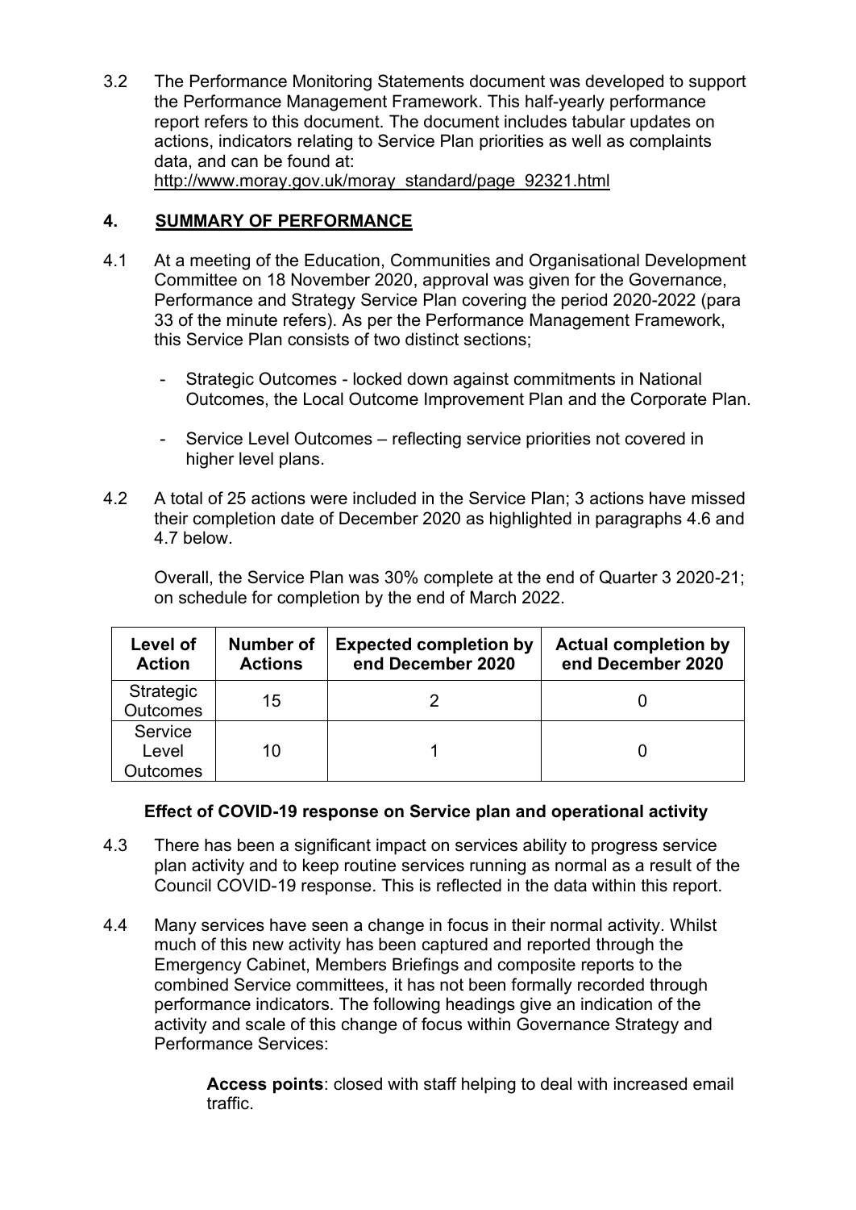3.2 The Performance Monitoring Statements document was developed to support the Performance Management Framework. This half-yearly performance report refers to this document. The document includes tabular updates on actions, indicators relating to Service Plan priorities as well as complaints data, and can be found at:
http://www.moray.gov.uk/moray_standard/page_92321.html

## 4. SUMMARY OF PERFORMANCE

4.1 At a meeting of the Education, Communities and Organisational Development Committee on 18 November 2020, approval was given for the Governance, Performance and Strategy Service Plan covering the period 2020-2022 (para 33 of the minute refers). As per the Performance Management Framework, this Service Plan consists of two distinct sections;

- Strategic Outcomes - locked down against commitments in National Outcomes, the Local Outcome Improvement Plan and the Corporate Plan.
- Service Level Outcomes – reflecting service priorities not covered in higher level plans.

4.2 A total of 25 actions were included in the Service Plan; 3 actions have missed their completion date of December 2020 as highlighted in paragraphs 4.6 and 4.7 below.

Overall, the Service Plan was 30% complete at the end of Quarter 3 2020-21; on schedule for completion by the end of March 2022.

| Level of Action | Number of Actions | Expected completion by end December 2020 | Actual completion by end December 2020 |
|---|---|---|---|
| Strategic Outcomes | 15 | 2 | 0 |
| Service Level Outcomes | 10 | 1 | 0 |

### Effect of COVID-19 response on Service plan and operational activity

4.3 There has been a significant impact on services ability to progress service plan activity and to keep routine services running as normal as a result of the Council COVID-19 response. This is reflected in the data within this report.

4.4 Many services have seen a change in focus in their normal activity. Whilst much of this new activity has been captured and reported through the Emergency Cabinet, Members Briefings and composite reports to the combined Service committees, it has not been formally recorded through performance indicators. The following headings give an indication of the activity and scale of this change of focus within Governance Strategy and Performance Services:

**Access points**: closed with staff helping to deal with increased email traffic.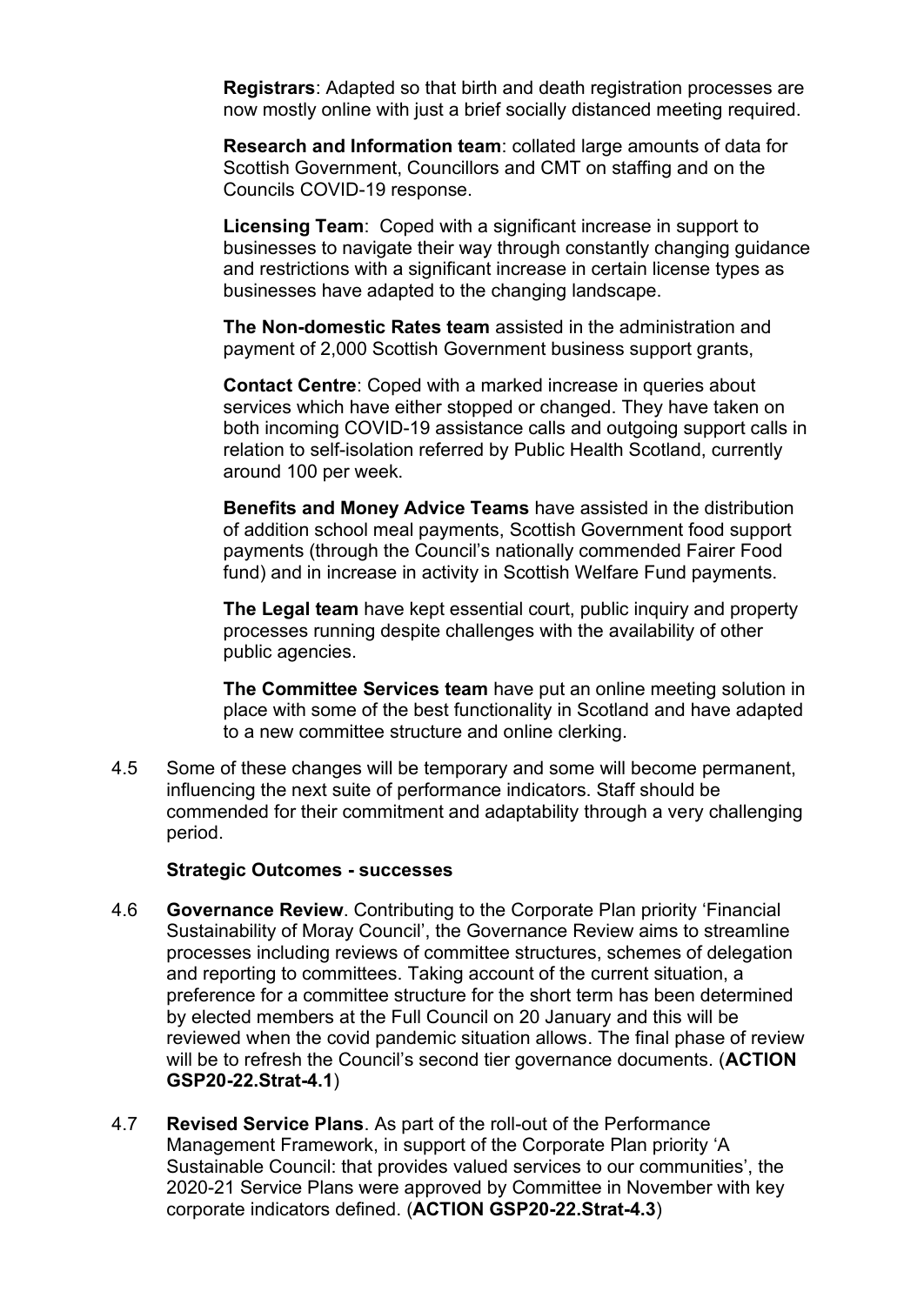**Registrars**: Adapted so that birth and death registration processes are now mostly online with just a brief socially distanced meeting required.

**Research and Information team**: collated large amounts of data for Scottish Government, Councillors and CMT on staffing and on the Councils COVID-19 response.

**Licensing Team**: Coped with a significant increase in support to businesses to navigate their way through constantly changing guidance and restrictions with a significant increase in certain license types as businesses have adapted to the changing landscape.

**The Non-domestic Rates team** assisted in the administration and payment of 2,000 Scottish Government business support grants,

**Contact Centre**: Coped with a marked increase in queries about services which have either stopped or changed. They have taken on both incoming COVID-19 assistance calls and outgoing support calls in relation to self-isolation referred by Public Health Scotland, currently around 100 per week.

**Benefits and Money Advice Teams** have assisted in the distribution of addition school meal payments, Scottish Government food support payments (through the Council's nationally commended Fairer Food fund) and in increase in activity in Scottish Welfare Fund payments.

**The Legal team** have kept essential court, public inquiry and property processes running despite challenges with the availability of other public agencies.

**The Committee Services team** have put an online meeting solution in place with some of the best functionality in Scotland and have adapted to a new committee structure and online clerking.

4.5 Some of these changes will be temporary and some will become permanent, influencing the next suite of performance indicators. Staff should be commended for their commitment and adaptability through a very challenging period.

**Strategic Outcomes - successes**

4.6 **Governance Review**. Contributing to the Corporate Plan priority 'Financial Sustainability of Moray Council', the Governance Review aims to streamline processes including reviews of committee structures, schemes of delegation and reporting to committees. Taking account of the current situation, a preference for a committee structure for the short term has been determined by elected members at the Full Council on 20 January and this will be reviewed when the covid pandemic situation allows. The final phase of review will be to refresh the Council's second tier governance documents. (**ACTION GSP20-22.Strat-4.1**)

4.7 **Revised Service Plans**. As part of the roll-out of the Performance Management Framework, in support of the Corporate Plan priority 'A Sustainable Council: that provides valued services to our communities', the 2020-21 Service Plans were approved by Committee in November with key corporate indicators defined. (**ACTION GSP20-22.Strat-4.3**)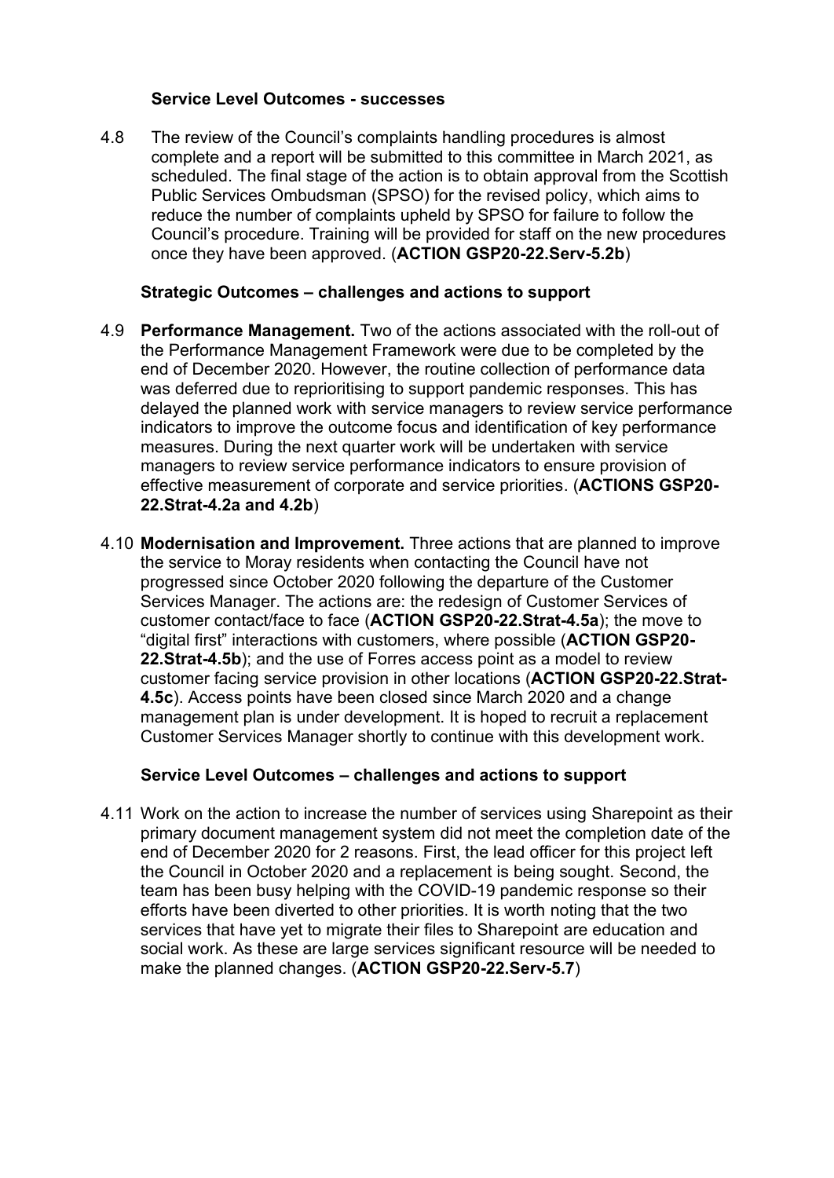**Service Level Outcomes - successes**

4.8 The review of the Council's complaints handling procedures is almost complete and a report will be submitted to this committee in March 2021, as scheduled. The final stage of the action is to obtain approval from the Scottish Public Services Ombudsman (SPSO) for the revised policy, which aims to reduce the number of complaints upheld by SPSO for failure to follow the Council's procedure. Training will be provided for staff on the new procedures once they have been approved. (**ACTION GSP20-22.Serv-5.2b**)

**Strategic Outcomes – challenges and actions to support**

4.9 **Performance Management.** Two of the actions associated with the roll-out of the Performance Management Framework were due to be completed by the end of December 2020. However, the routine collection of performance data was deferred due to reprioritising to support pandemic responses. This has delayed the planned work with service managers to review service performance indicators to improve the outcome focus and identification of key performance measures. During the next quarter work will be undertaken with service managers to review service performance indicators to ensure provision of effective measurement of corporate and service priorities. (**ACTIONS GSP20-22.Strat-4.2a and 4.2b**)

4.10 **Modernisation and Improvement.** Three actions that are planned to improve the service to Moray residents when contacting the Council have not progressed since October 2020 following the departure of the Customer Services Manager. The actions are: the redesign of Customer Services of customer contact/face to face (**ACTION GSP20-22.Strat-4.5a**); the move to "digital first" interactions with customers, where possible (**ACTION GSP20-22.Strat-4.5b**); and the use of Forres access point as a model to review customer facing service provision in other locations (**ACTION GSP20-22.Strat-4.5c**). Access points have been closed since March 2020 and a change management plan is under development. It is hoped to recruit a replacement Customer Services Manager shortly to continue with this development work.

**Service Level Outcomes – challenges and actions to support**

4.11 Work on the action to increase the number of services using Sharepoint as their primary document management system did not meet the completion date of the end of December 2020 for 2 reasons. First, the lead officer for this project left the Council in October 2020 and a replacement is being sought. Second, the team has been busy helping with the COVID-19 pandemic response so their efforts have been diverted to other priorities. It is worth noting that the two services that have yet to migrate their files to Sharepoint are education and social work. As these are large services significant resource will be needed to make the planned changes. (**ACTION GSP20-22.Serv-5.7**)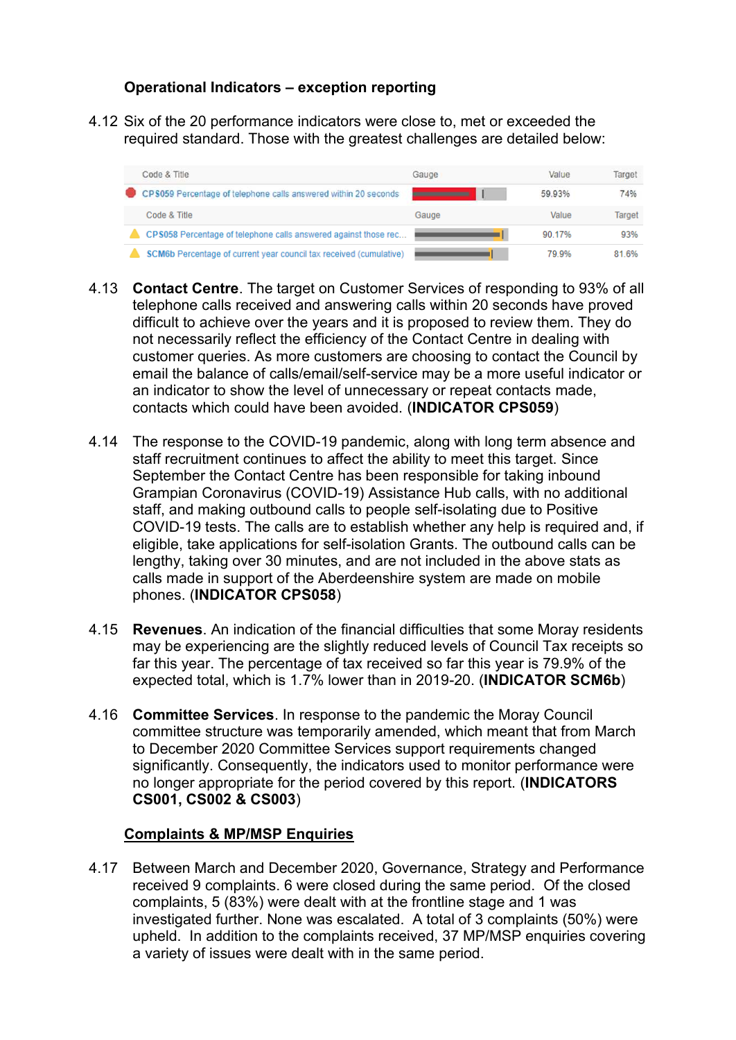**Operational Indicators – exception reporting**

4.12 Six of the 20 performance indicators were close to, met or exceeded the required standard. Those with the greatest challenges are detailed below:

| Code & Title | Gauge | Value | Target |
|---|---|---|---|
| CPS059 Percentage of telephone calls answered within 20 seconds | | 59.93% | 74% |
| CPS058 Percentage of telephone calls answered against those rec... | | 90.17% | 93% |
| SCM6b Percentage of current year council tax received (cumulative) | | 79.9% | 81.6% |

4.13 **Contact Centre**. The target on Customer Services of responding to 93% of all telephone calls received and answering calls within 20 seconds have proved difficult to achieve over the years and it is proposed to review them. They do not necessarily reflect the efficiency of the Contact Centre in dealing with customer queries. As more customers are choosing to contact the Council by email the balance of calls/email/self-service may be a more useful indicator or an indicator to show the level of unnecessary or repeat contacts made, contacts which could have been avoided. (**INDICATOR CPS059**)

4.14 The response to the COVID-19 pandemic, along with long term absence and staff recruitment continues to affect the ability to meet this target. Since September the Contact Centre has been responsible for taking inbound Grampian Coronavirus (COVID-19) Assistance Hub calls, with no additional staff, and making outbound calls to people self-isolating due to Positive COVID-19 tests. The calls are to establish whether any help is required and, if eligible, take applications for self-isolation Grants. The outbound calls can be lengthy, taking over 30 minutes, and are not included in the above stats as calls made in support of the Aberdeenshire system are made on mobile phones. (**INDICATOR CPS058**)

4.15 **Revenues**. An indication of the financial difficulties that some Moray residents may be experiencing are the slightly reduced levels of Council Tax receipts so far this year. The percentage of tax received so far this year is 79.9% of the expected total, which is 1.7% lower than in 2019-20. (**INDICATOR SCM6b**)

4.16 **Committee Services**. In response to the pandemic the Moray Council committee structure was temporarily amended, which meant that from March to December 2020 Committee Services support requirements changed significantly. Consequently, the indicators used to monitor performance were no longer appropriate for the period covered by this report. (**INDICATORS CS001, CS002 & CS003**)

**Complaints & MP/MSP Enquiries**

4.17 Between March and December 2020, Governance, Strategy and Performance received 9 complaints. 6 were closed during the same period. Of the closed complaints, 5 (83%) were dealt with at the frontline stage and 1 was investigated further. None was escalated. A total of 3 complaints (50%) were upheld. In addition to the complaints received, 37 MP/MSP enquiries covering a variety of issues were dealt with in the same period.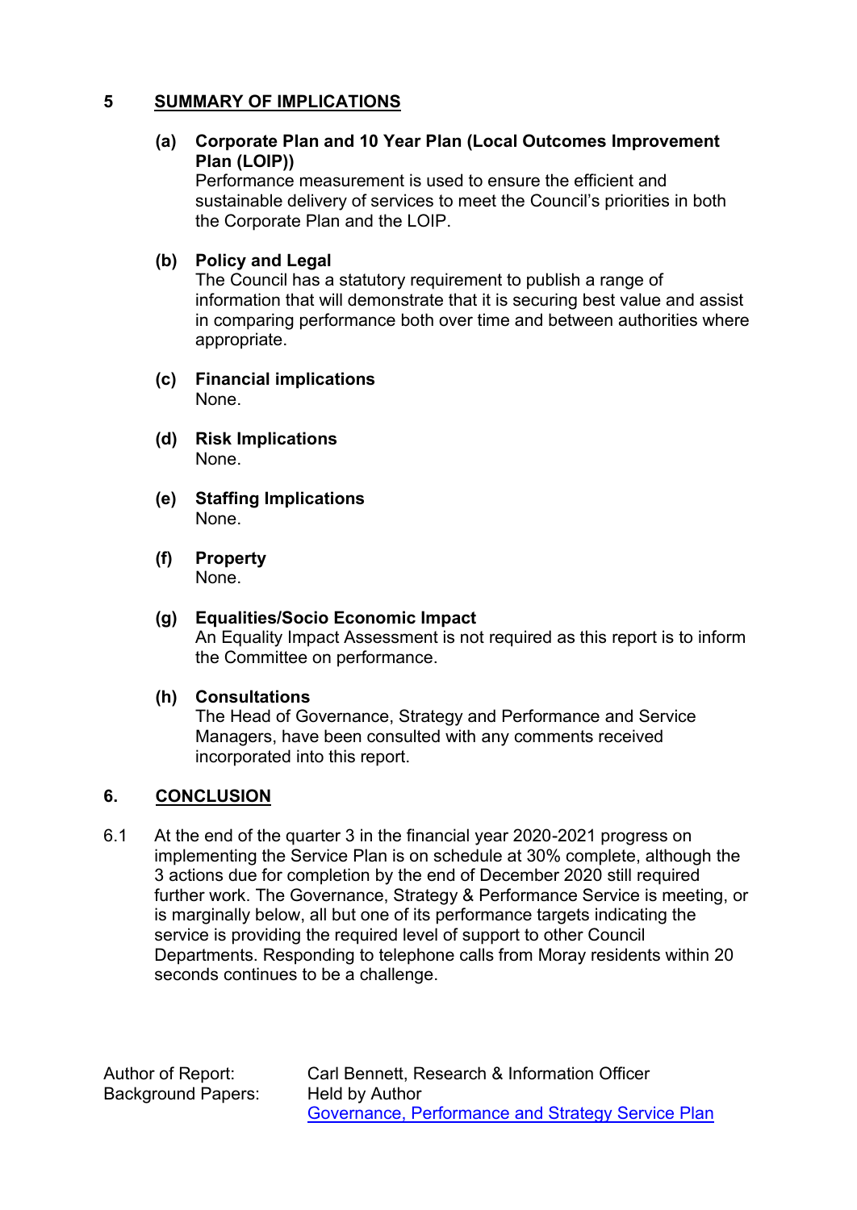## 5 SUMMARY OF IMPLICATIONS

**(a) Corporate Plan and 10 Year Plan (Local Outcomes Improvement Plan (LOIP))**
Performance measurement is used to ensure the efficient and sustainable delivery of services to meet the Council's priorities in both the Corporate Plan and the LOIP.

**(b) Policy and Legal**
The Council has a statutory requirement to publish a range of information that will demonstrate that it is securing best value and assist in comparing performance both over time and between authorities where appropriate.

**(c) Financial implications**
None.

**(d) Risk Implications**
None.

**(e) Staffing Implications**
None.

**(f) Property**
None.

**(g) Equalities/Socio Economic Impact**
An Equality Impact Assessment is not required as this report is to inform the Committee on performance.

**(h) Consultations**
The Head of Governance, Strategy and Performance and Service Managers, have been consulted with any comments received incorporated into this report.

## 6. CONCLUSION

6.1 At the end of the quarter 3 in the financial year 2020-2021 progress on implementing the Service Plan is on schedule at 30% complete, although the 3 actions due for completion by the end of December 2020 still required further work. The Governance, Strategy & Performance Service is meeting, or is marginally below, all but one of its performance targets indicating the service is providing the required level of support to other Council Departments. Responding to telephone calls from Moray residents within 20 seconds continues to be a challenge.

| | |
|---|---|
| Author of Report: | Carl Bennett, Research & Information Officer |
| Background Papers: | Held by Author |
| | [Governance, Performance and Strategy Service Plan] |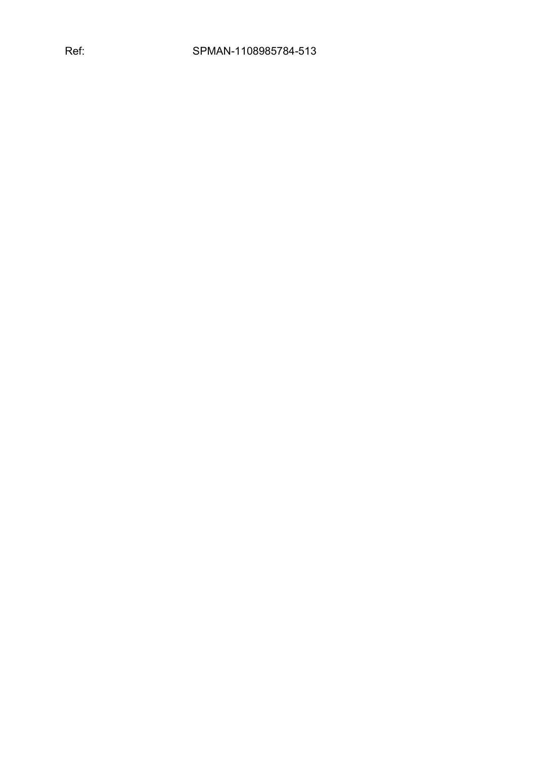Ref: SPMAN-1108985784-513